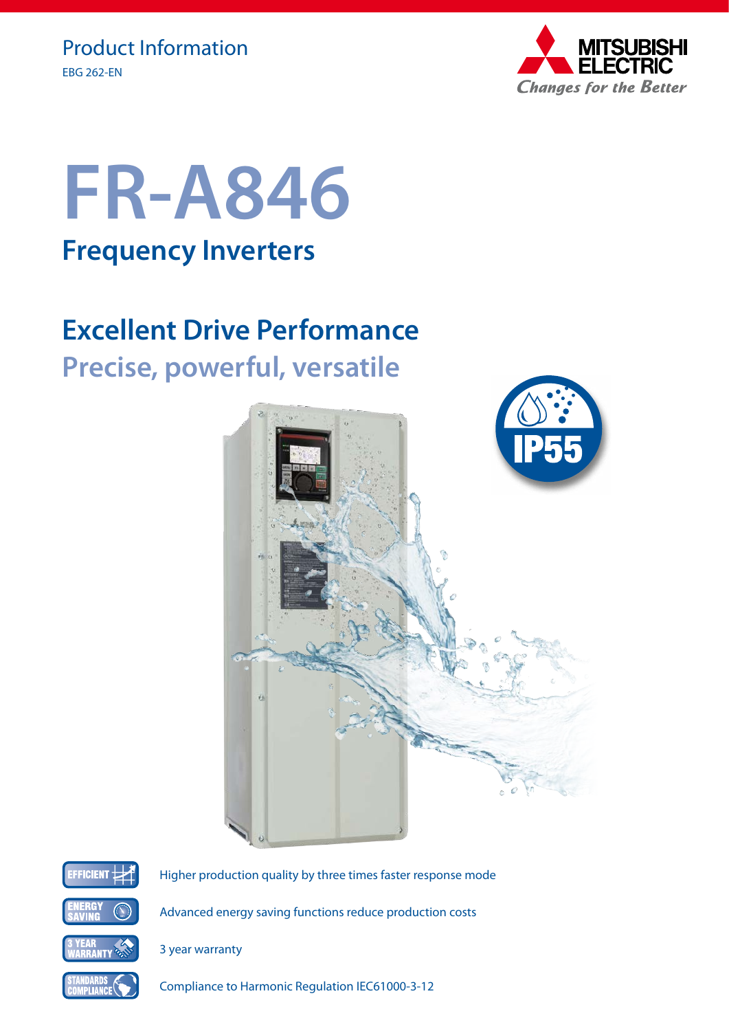Product Information

EBG 262-EN

# FR-A846

## Frequency Inverters

## Excellent Drive Performance

### Precise, powerful, versatile

IP55

EFFICIENT — Higher production quality by three times faster response mode

ENERGY SAVING — Advanced energy saving functions reduce production costs

3 YEAR WARRANTY — 3 year warranty

STANDARDS COMPLIANCE — Compliance to Harmonic Regulation IEC61000-3-12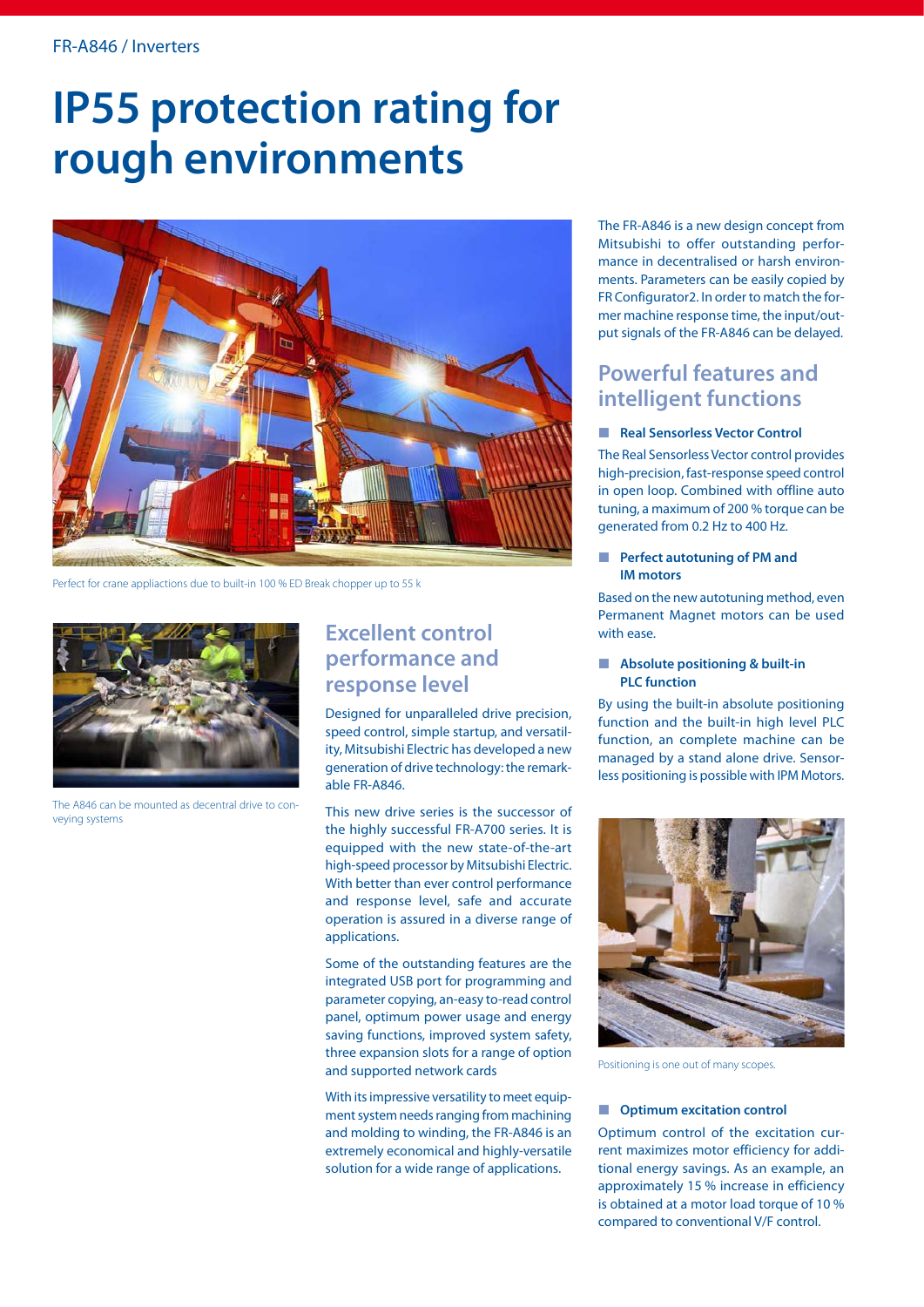# IP55 protection rating for rough environments

Perfect for crane appliactions due to built-in 100 % ED Break chopper up to 55 k

The A846 can be mounted as decentral drive to conveying systems

## Excellent control performance and response level

Designed for unparalleled drive precision, speed control, simple startup, and versatility, Mitsubishi Electric has developed a new generation of drive technology: the remarkable FR-A846.

This new drive series is the successor of the highly successful FR-A700 series. It is equipped with the new state-of-the-art high-speed processor by Mitsubishi Electric. With better than ever control performance and response level, safe and accurate operation is assured in a diverse range of applications.

Some of the outstanding features are the integrated USB port for programming and parameter copying, an-easy to-read control panel, optimum power usage and energy saving functions, improved system safety, three expansion slots for a range of option and supported network cards

With its impressive versatility to meet equipment system needs ranging from machining and molding to winding, the FR-A846 is an extremely economical and highly-versatile solution for a wide range of applications.

The FR-A846 is a new design concept from Mitsubishi to offer outstanding performance in decentralised or harsh environments. Parameters can be easily copied by FR Configurator2. In order to match the former machine response time, the input/output signals of the FR-A846 can be delayed.

## Powerful features and intelligent functions

### Real Sensorless Vector Control

The Real Sensorless Vector control provides high-precision, fast-response speed control in open loop. Combined with offline auto tuning, a maximum of 200 % torque can be generated from 0.2 Hz to 400 Hz.

### Perfect autotuning of PM and IM motors

Based on the new autotuning method, even Permanent Magnet motors can be used with ease.

### Absolute positioning & built-in PLC function

By using the built-in absolute positioning function and the built-in high level PLC function, an complete machine can be managed by a stand alone drive. Sensorless positioning is possible with IPM Motors.

Positioning is one out of many scopes.

### Optimum excitation control

Optimum control of the excitation current maximizes motor efficiency for additional energy savings. As an example, an approximately 15 % increase in efficiency is obtained at a motor load torque of 10 % compared to conventional V/F control.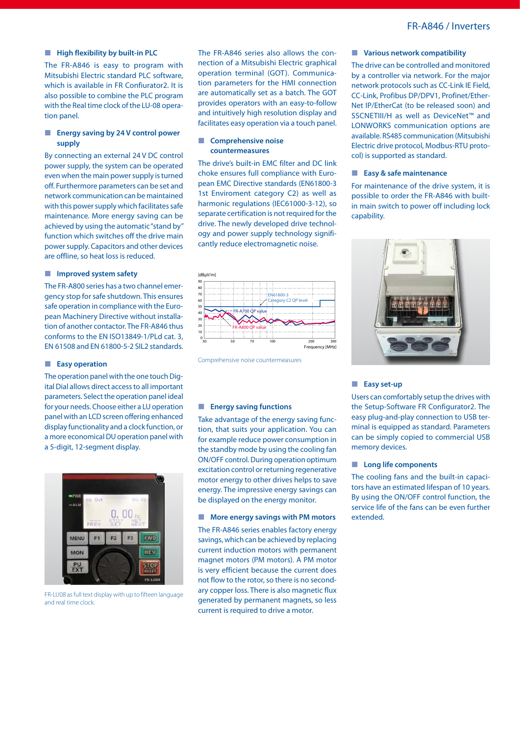### High flexibility by built-in PLC

The FR-A846 is easy to program with Mitsubishi Electric standard PLC software, which is available in FR Confiurator2. It is also possible to combine the PLC program with the Real time clock of the LU-08 operation panel.

### Energy saving by 24 V control power supply

By connecting an external 24 V DC control power supply, the system can be operated even when the main power supply is turned off. Furthermore parameters can be set and network communication can be maintained with this power supply which facilitates safe maintenance. More energy saving can be achieved by using the automatic "stand by" function which switches off the drive main power supply. Capacitors and other devices are offline, so heat loss is reduced.

### Improved system safety

The FR-A800 series has a two channel emergency stop for safe shutdown. This ensures safe operation in compliance with the European Machinery Directive without installation of another contactor. The FR-A846 thus conforms to the EN ISO13849-1/PLd cat. 3, EN 61508 and EN 61800-5-2 SIL2 standards.

### Easy operation

The operation panel with the one touch Digital Dial allows direct access to all important parameters. Select the operation panel ideal for your needs. Choose either a LU operation panel with an LCD screen offering enhanced display functionality and a clock function, or a more economical DU operation panel with a 5-digit, 12-segment display.

FR-LU08 as full text display with up to fifteen language and real time clock.

The FR-A846 series also allows the connection of a Mitsubishi Electric graphical operation terminal (GOT). Communication parameters for the HMI connection are automatically set as a batch. The GOT provides operators with an easy-to-follow and intuitively high resolution display and facilitates easy operation via a touch panel.

### Comprehensive noise countermeasures

The drive's built-in EMC filter and DC link choke ensures full compliance with European EMC Directive standards (EN61800-3 1st Enviroment category C2) as well as harmonic regulations (IEC61000-3-12), so separate certification is not required for the drive. The newly developed drive technology and power supply technology significantly reduce electromagnetic noise.

Comprehensive noise countermeasures

### Energy saving functions

Take advantage of the energy saving function, that suits your application. You can for example reduce power consumption in the standby mode by using the cooling fan ON/OFF control. During operation optimum excitation control or returning regenerative motor energy to other drives helps to save energy. The impressive energy savings can be displayed on the energy monitor.

### More energy savings with PM motors

The FR-A846 series enables factory energy savings, which can be achieved by replacing current induction motors with permanent magnet motors (PM motors). A PM motor is very efficient because the current does not flow to the rotor, so there is no secondary copper loss. There is also magnetic flux generated by permanent magnets, so less current is required to drive a motor.

### Various network compatibility

The drive can be controlled and monitored by a controller via network. For the major network protocols such as CC-Link IE Field, CC-Link, Profibus DP/DPV1, Profinet/EtherNet IP/EtherCat (to be released soon) and SSCNETIII/H as well as DeviceNet™ and LONWORKS communication options are available. RS485 communication (Mitsubishi Electric drive protocol, Modbus-RTU protocol) is supported as standard.

### Easy & safe maintenance

For maintenance of the drive system, it is possible to order the FR-A846 with built-in main switch to power off including lock capability.

### Easy set-up

Users can comfortably setup the drives with the Setup-Software FR Configurator2. The easy plug-and-play connection to USB terminal is equipped as standard. Parameters can be simply copied to commercial USB memory devices.

### Long life components

The cooling fans and the built-in capacitors have an estimated lifespan of 10 years. By using the ON/OFF control function, the service life of the fans can be even further extended.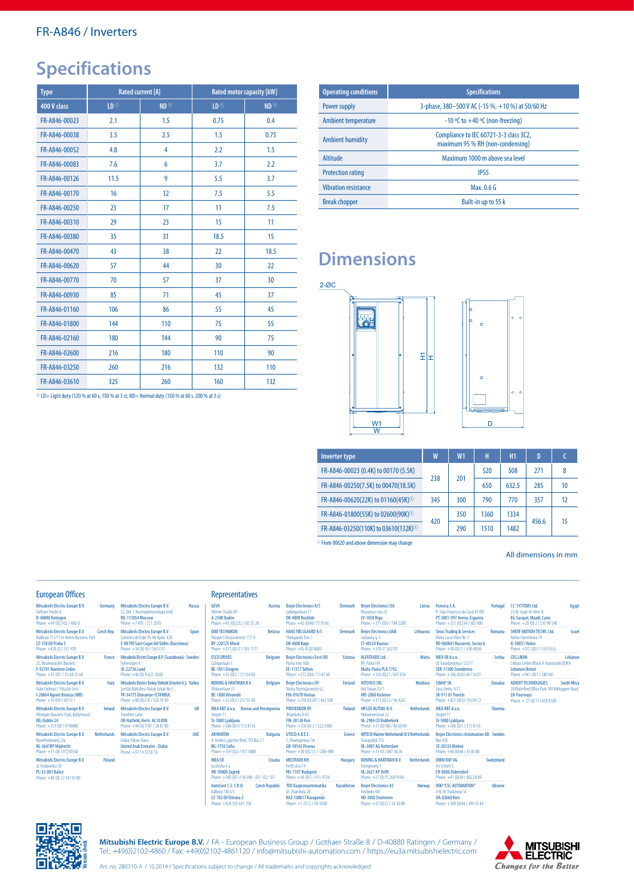# FR-A846 / Inverters

## Specifications

| Type | Rated current [A] | | Rated motor capacity [kW] | |
|---|---|---|---|---|
| 400 V class | LD ① | ND ① | LD ① | ND ① |
| FR-A846-00023 | 2.1 | 1.5 | 0.75 | 0.4 |
| FR-A846-00038 | 3.5 | 2.5 | 1.5 | 0.75 |
| FR-A846-00052 | 4.8 | 4 | 2.2 | 1.5 |
| FR-A846-00083 | 7.6 | 6 | 3.7 | 2.2 |
| FR-A846-00126 | 11.5 | 9 | 5.5 | 3.7 |
| FR-A846-00170 | 16 | 12 | 7.5 | 5.5 |
| FR-A846-00250 | 23 | 17 | 11 | 7.5 |
| FR-A846-00310 | 29 | 23 | 15 | 11 |
| FR-A846-00380 | 35 | 31 | 18.5 | 15 |
| FR-A846-00470 | 43 | 38 | 22 | 18.5 |
| FR-A846-00620 | 57 | 44 | 30 | 22 |
| FR-A846-00770 | 70 | 57 | 37 | 30 |
| FR-A846-00930 | 85 | 71 | 45 | 37 |
| FR-A846-01160 | 106 | 86 | 55 | 45 |
| FR-A846-01800 | 144 | 110 | 75 | 55 |
| FR-A846-02160 | 180 | 144 | 90 | 75 |
| FR-A846-02600 | 216 | 180 | 110 | 90 |
| FR-A846-03250 | 260 | 216 | 132 | 110 |
| FR-A846-03610 | 325 | 260 | 160 | 132 |

① LD= Light duty (120 % at 60 s, 150 % at 3 s); ND= Normal duty (150 % at 60 s, 200 % at 3 s)

| Operating conditions | Specifications |
|---|---|
| Power supply | 3-phase, 380–500 V AC (-15 %, +10 %) at 50/60 Hz |
| Ambient temperature | -10 °C to +40 °C (non-freezing) |
| Ambient humidity | Compliance to IEC 60721-3-3 class 3C2, maximum 95 % RH (non-condensing) |
| Altitude | Maximum 1000 m above sea level |
| Protection rating | IP55 |
| Vibration resistance | Max. 0.6 G |
| Break chopper | Built-in up to 55 k |

## Dimensions

2-ØC
H1
H
W1
W
D

| Inverter type | W | W1 | H | H1 | D | C |
|---|---|---|---|---|---|---|
| FR-A846-00023 (0.4K) to 00170 (5.5K) | 238 | 201 | 520 | 508 | 271 | 8 |
| FR-A846-00250(7.5K) to 00470(18.5K) | | | 650 | 632.5 | 285 | 10 |
| FR-A846-00620(22K) to 01160(45K)① | 345 | 300 | 790 | 770 | 357 | 12 |
| FR-A846-01800(55K) to 02600(90K)① | 420 | 350 | 1360 | 1334 | 456.6 | 15 |
| FR-A846-03250(110K) to 03610(132K)① | | 290 | 1510 | 1482 | | |

① From 00620 and above dimension may change

All dimensions in mm

## European Offices

**Mitsubishi Electric Europe B.V.** Germany
Gothaer Straße 8
D-40880 Ratingen
Phone: +49 (0)2102 / 486-0

**Mitsubishi Electric Europe B.V.** Czech Rep.
Radlická 751/113e Avenir Business Park
CZ-158 00 Praha 5
Phone: +420 251 551 470

**Mitsubishi Electric Europe B.V.** France
25, Boulevard des Bouvets
F-92741 Nanterre Cedex
Phone: +33 (0)1 / 55 68 55 68

**Mitsubishi Electric Europe B.V.** Italy
Viale Colleoni 7 Palazzo Sirio
I-20864 Agrate Brianza (MB)
Phone: +39 039 / 60 53 1

**Mitsubishi Electric Europe B.V.** Ireland
Westgate Business Park, Ballymount
IRL-Dublin 24
Phone: +353 (0)1 4198800

**Mitsubishi Electric Europe B.V.** Netherlands
Nijverheidsweg 23a
NL-3641RP Mijdrecht
Phone: +31 (0) 297250350

**Mitsubishi Electric Europe B.V.** Poland
ul. Krakowska 50
PL-32-083 Balice
Phone: +48 (0) 12 347 65 00

**Mitsubishi Electric Europe B.V.** Russia
52, bld. 1 Kosmodamianskaya emb.
RU-115054 Moscow
Phone: +7 495 / 721 2070

**Mitsubishi Electric Europe B.V.** Spain
Carretera de Rubí 76-80 Apdo. 420
E-08190 Sant Cugat del Vallès (Barcelona)
Phone: +34 (0)93 / 5653131

**Mitsubishi Electric Europe B.V. (Scandinavia)** Sweden
Fjelievägen 8
SE-22736 Lund
Phone: +46 (0) 8 625 10 00

**Mitsubishi Electric Turkey Elektrik Ürünleri A.Ş.** Turkey
Şerifali Mahallesi Nutuk Sokak No:5
TR-34775 Ümraniye-İSTANBUL
Phone: +90 (0)216 / 526 39 90

**Mitsubishi Electric Europe B.V.** UK
Travellers Lane
UK-Hatfield, Herts. AL10 8XB
Phone: +44 (0)1707 / 28 87 80

**Mitsubishi Electric Europe B.V.** UAE
Dubai Silicon Oasis
United Arab Emirates - Dubai
Phone: +971 4 3724716

## Representatives

**GEVA** Austria
Wiener Straße 89
A-2500 Baden
Phone: +43 (0)2252 / 85 55 20

**OOO TECHNIKON** Belarus
Prospect Nezavisimosti 177-9
BY-220125 Minsk
Phone: +375 (0)17 / 393 1177

**ESCO DRIVES** Belgium
Culliganlaan 3
BE-1831 Diegem
Phone: +32 (0)2 / 717 64 60

**KONING & HARTMAN B.V.** Belgium
Woluwelaan 31
BE-1800 Vilvoorde
Phone: +32 (0)2 / 257 02 40

**INEA RBT d.o.o.** Bosnia and Herzegovina
Stegne 11
SI-1000 Ljubljana
Phone: +386 (0)1 / 513 8116

**AKHNATON** Bulgaria
4, Andrei Ljapchev Blvd., PO Box 21
BG-1756 Sofia
Phone: +359 (0)2 / 817 6000

**INEA CR** Croatia
Losinjska 4 a
HR-10000 Zagreb
Phone: +385 (0)1 / 36 940 - 01/ -02/ -03

**AutoCont C.S. S.R.O.** Czech Republic
Kafkova 1853/3
CZ-702 00 Ostrava 2
Phone: +420 595 691 150

**Beijer Electronics A/S** Denmark
Lykkegardsvej 17
DK-4000 Roskilde
Phone: +45 (0)46/ 75 76 66

**HANS FØLSGAARD A/S** Denmark
Theilgaards Torv 1
DK-4600 Køge
Phone: +45 4320 8600

**Beijer Electronics Eesti OÜ** Estonia
Pärnu mnt.160i
EE-11317 Tallinn
Phone: +372 (0)6 / 51 81 40

**Beijer Electronics OY** Finland
Vanha Nurmijärventie 62
FIN-01670 Vantaa
Phone: +358 (0)207 / 463 500

**PROVENDOR OY** Finland
Teljänkatu 8 A3
FIN-28130 Pori
Phone: +358 (0) 2 / 522 3300

**UTECO A.B.E.E.** Greece
5, Mavrogenous Str.
GR-18542 Piraeus
Phone: +30 (0)211 / 1206-900

**MELTRADE Kft.** Hungary
Fertő utca 14.
HU-1107 Budapest
Phone: +36 (0)1 / 431-9726

**TOO Kazpromavtomatika** Kazakhstan
Ul. Zhambyla 28
KAZ-100017 Karaganda
Phone: +7 7212 / 50 10 00

**Beijer Electronics SIA** Latvia
Ritausmas iela 23
LV-1058 Riga
Phone: +371 (0)6 / 784 2280

**Beijer Electronics UAB** Lithuania
Goštautų g. 3
LT-48324 Kaunas
Phone: +370 37 262707

**ALFATRADE Ltd.** Malta
99, Paola Hill
Malta-Paola PLA 1702
Phone: +356 (0)21 / 697 816

**INTEHSIS SRL** Moldova
bld. Traian 23/1
MD-2060 Kishinev
Phone: +373 (0)22 / 66 4242

**HIFLEX AUTOM. B.V.** Netherlands
Wolweverstraat 22
NL-2984 CD Ridderkerk
Phone: +31 (0)180 / 46 60 04

**IMTECH Marine Netherlands B.V.** Netherlands
Sluisjesdijk 155
NL-3087 AG Rotterdam
Phone: +31 10 / 487 18 24

**KONING & HARTMAN B.V.** Netherlands
Energieweg 1
NL-2627 AP Delft
Phone: +31 (0)15 260 99 06

**Beijer Electronics AS** Norway
Postboks 487
NO-3002 Drammen
Phone: +47 (0)32 / 24 30 00

**Fonseca S.A.** Portugal
R. João Francisco do Casal 87/89
PT-3801-997 Aveiro, Esgueira
Phone: +351 (0)234 / 303 900

**Sirius Trading & Services** Romania
Aleea Lacul Morii Nr. 3
RO-060841 Bucuresti, Sector 6
Phone: +40 (0)21 / 430 40 06

**INEA SR d.o.o.** Serbia
Ul. Karadjordjeva 12/217
SER-11300 Smederevo
Phone: +386 (026) 461 54 01

**SIMAP SK** Slovakia
Jána Derku 1671
SK-911 01 Trenčín
Phone: +421 (0)32 743 04 72

**INEA RBT d.o.o.** Slovenia
Stegne 11
SI-1000 Ljubljana
Phone: +386 (0)1 / 513 8116

**Beijer Electronics Automation AB** Sweden
Box 426
SE-20124 Malmö
Phone: +46 (0)40 / 35 86 00

**OMNI RAY AG** Switzerland
Im Schörli 5
CH-8600 Dübendorf
Phone: +41 (0)44 / 802 28 80

**OOO "CSC-AUTOMATION"** Ukraine
4-B, M. Raskovoyi St.
UA-02660 Kiev
Phone: +380 (0)44 / 494 33 44

**I.C. SYSTEMS Ltd.** Egypt
23 Al-Saad-Al-Alee St.
EG-Sarayat, Maadi, Cairo
Phone: +20 (0) 2 / 235 98 548

**SHERF MOTION TECHN. Ltd.** Israel
Rehov Hamerkava 19
IL-58851 Holon
Phone: +972 (0)3 / 559 54 62

**CEG LIBAN** Lebanon
Cebaco Center/Block A Autostrade DORA
Lebanon-Beirut
Phone: +961 (0)1 / 240 445

**ADROIT TECHNOLOGIES** South Africa
20 Waterford Office Park 189 Witkoppen Road
ZA-Fourways
Phone: + 27 (0)11 / 658 8100

Version check

**Mitsubishi Electric Europe B.V.** / FA - European Business Group / Gothaer Straße 8 / D-40880 Ratingen / Germany /
Tel.: +49(0)2102-4860 / Fax: +49(0)2102-4861120 / info@mitsubishi-automation.com / https://eu3a.mitsubishielectric.com

Art. no. 280310-A / 10.2014 / Specifications subject to change / All trademarks and copyrights acknowledged.

MITSUBISHI ELECTRIC
*Changes for the Better*